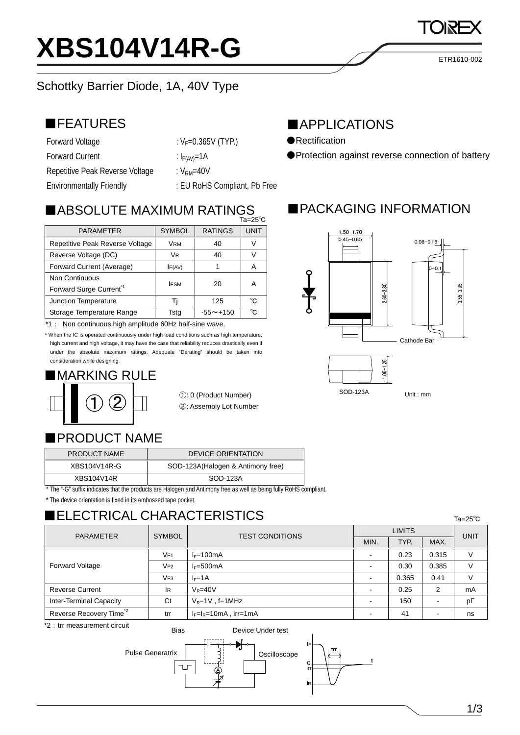# XBS104V14R-G

ETR1610-002

Schottky Barrier Diode, 1A, 40V Type

## ■FEATURES

| | |
|---|---|
| Forward Voltage | : $V_F$=0.365V (TYP.) |
| Forward Current | : $I_{F(AV)}$=1A |
| Repetitive Peak Reverse Voltage | : $V_{RM}$=40V |
| Environmentally Friendly | : EU RoHS Compliant, Pb Free |

## ■APPLICATIONS

- ●Rectification
- ●Protection against reverse connection of battery

## ■ABSOLUTE MAXIMUM RATINGS

Ta=25℃

| PARAMETER | SYMBOL | RATINGS | UNIT |
|---|---|---|---|
| Repetitive Peak Reverse Voltage | $V_{RM}$ | 40 | V |
| Reverse Voltage (DC) | $V_R$ | 40 | V |
| Forward Current (Average) | $I_{F(AV)}$ | 1 | A |
| Non Continuous Forward Surge Current*1 | $I_{FSM}$ | 20 | A |
| Junction Temperature | Tj | 125 | ℃ |
| Storage Temperature Range | Tstg | -55～+150 | ℃ |

*1： Non continuous high amplitude 60Hz half-sine wave.

* When the IC is operated continuously under high load conditions such as high temperature, high current and high voltage, it may have the case that reliability reduces drastically even if under the absolute maximum ratings. Adequate "Derating" should be taken into consideration while designing.

## ■PACKAGING INFORMATION

1.50~1.70
0.45~0.65
0.08~0.15
0~0.1
2.60~2.80
3.55~3.85
Cathode Bar
1.05~1.25

SOD-123A    Unit : mm

## ■MARKING RULE

①: 0 (Product Number)
②: Assembly Lot Number

## ■PRODUCT NAME

| PRODUCT NAME | DEVICE ORIENTATION |
|---|---|
| XBS104V14R-G | SOD-123A(Halogen & Antimony free) |
| XBS104V14R | SOD-123A |

* The "-G" suffix indicates that the products are Halogen and Antimony free as well as being fully RoHS compliant.

* The device orientation is fixed in its embossed tape pocket.

## ■ELECTRICAL CHARACTERISTICS

Ta=25℃

| PARAMETER | SYMBOL | TEST CONDITIONS | LIMITS | | | UNIT |
|---|---|---|---|---|---|---|
| | | | MIN. | TYP. | MAX. | |
| Forward Voltage | $V_{F1}$ | $I_F$=100mA | - | 0.23 | 0.315 | V |
| | $V_{F2}$ | $I_F$=500mA | - | 0.30 | 0.385 | V |
| | $V_{F3}$ | $I_F$=1A | - | 0.365 | 0.41 | V |
| Reverse Current | $I_R$ | $V_R$=40V | - | 0.25 | 2 | mA |
| Inter-Terminal Capacity | Ct | $V_R$=1V , f=1MHz | - | 150 | - | pF |
| Reverse Recovery Time*2 | trr | $I_F$=$I_R$=10mA , irr=1mA | - | 41 | - | ns |

*2：trr measurement circuit

Bias    Device Under test
Pulse Generatrix    Oscilloscope
$I_F$ trr t 0 irr $I_R$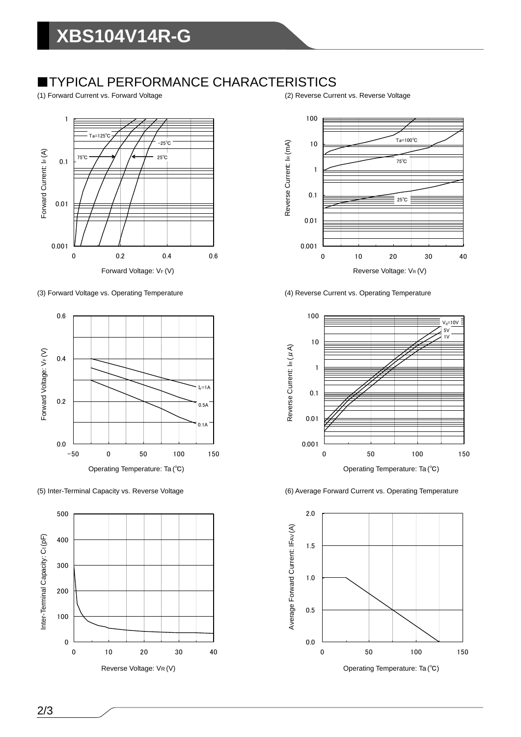## ■TYPICAL PERFORMANCE CHARACTERISTICS

(1) Forward Current vs. Forward Voltage

(2) Reverse Current vs. Reverse Voltage

(3) Forward Voltage vs. Operating Temperature

(4) Reverse Current vs. Operating Temperature

(5) Inter-Terminal Capacity vs. Reverse Voltage

(6) Average Forward Current vs. Operating Temperature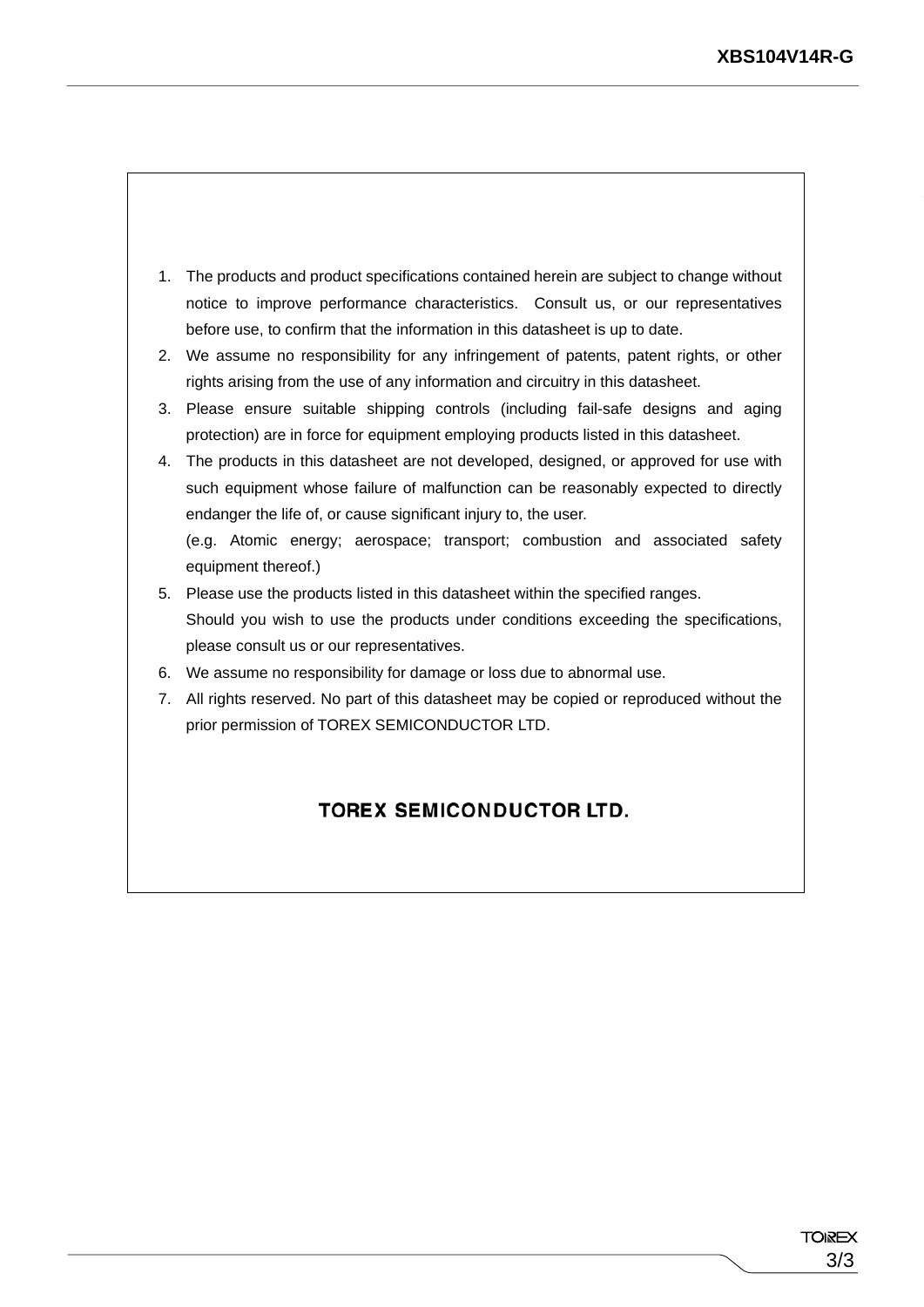1. The products and product specifications contained herein are subject to change without notice to improve performance characteristics. Consult us, or our representatives before use, to confirm that the information in this datasheet is up to date.
2. We assume no responsibility for any infringement of patents, patent rights, or other rights arising from the use of any information and circuitry in this datasheet.
3. Please ensure suitable shipping controls (including fail-safe designs and aging protection) are in force for equipment employing products listed in this datasheet.
4. The products in this datasheet are not developed, designed, or approved for use with such equipment whose failure of malfunction can be reasonably expected to directly endanger the life of, or cause significant injury to, the user.
   (e.g. Atomic energy; aerospace; transport; combustion and associated safety equipment thereof.)
5. Please use the products listed in this datasheet within the specified ranges.
   Should you wish to use the products under conditions exceeding the specifications, please consult us or our representatives.
6. We assume no responsibility for damage or loss due to abnormal use.
7. All rights reserved. No part of this datasheet may be copied or reproduced without the prior permission of TOREX SEMICONDUCTOR LTD.

**TOREX SEMICONDUCTOR LTD.**